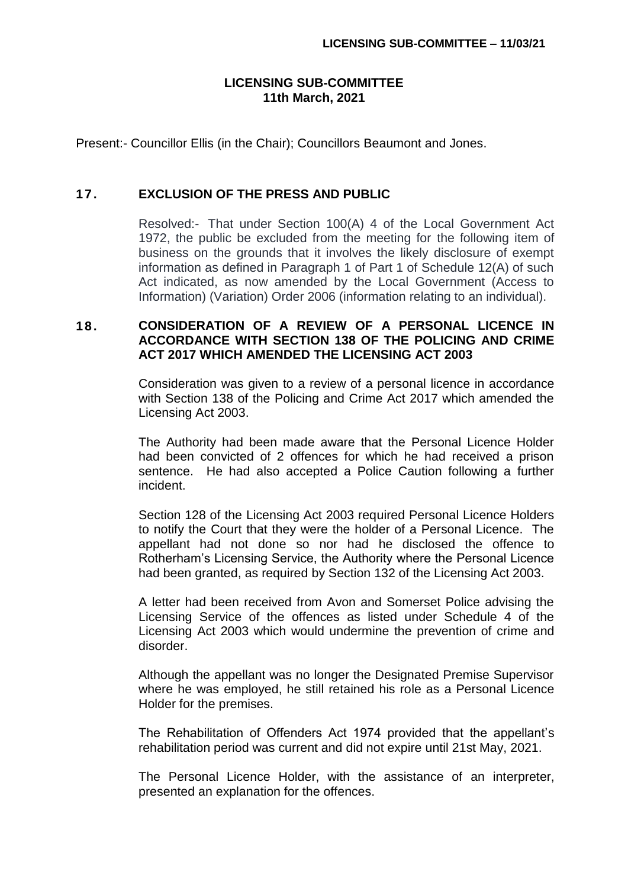# LICENSING SUB-COMMITTEE
## 11th March, 2021

Present:- Councillor Ellis (in the Chair); Councillors Beaumont and Jones.

## 17. EXCLUSION OF THE PRESS AND PUBLIC

Resolved:- That under Section 100(A) 4 of the Local Government Act 1972, the public be excluded from the meeting for the following item of business on the grounds that it involves the likely disclosure of exempt information as defined in Paragraph 1 of Part 1 of Schedule 12(A) of such Act indicated, as now amended by the Local Government (Access to Information) (Variation) Order 2006 (information relating to an individual).

## 18. CONSIDERATION OF A REVIEW OF A PERSONAL LICENCE IN ACCORDANCE WITH SECTION 138 OF THE POLICING AND CRIME ACT 2017 WHICH AMENDED THE LICENSING ACT 2003

Consideration was given to a review of a personal licence in accordance with Section 138 of the Policing and Crime Act 2017 which amended the Licensing Act 2003.

The Authority had been made aware that the Personal Licence Holder had been convicted of 2 offences for which he had received a prison sentence. He had also accepted a Police Caution following a further incident.

Section 128 of the Licensing Act 2003 required Personal Licence Holders to notify the Court that they were the holder of a Personal Licence. The appellant had not done so nor had he disclosed the offence to Rotherham's Licensing Service, the Authority where the Personal Licence had been granted, as required by Section 132 of the Licensing Act 2003.

A letter had been received from Avon and Somerset Police advising the Licensing Service of the offences as listed under Schedule 4 of the Licensing Act 2003 which would undermine the prevention of crime and disorder.

Although the appellant was no longer the Designated Premise Supervisor where he was employed, he still retained his role as a Personal Licence Holder for the premises.

The Rehabilitation of Offenders Act 1974 provided that the appellant's rehabilitation period was current and did not expire until 21st May, 2021.

The Personal Licence Holder, with the assistance of an interpreter, presented an explanation for the offences.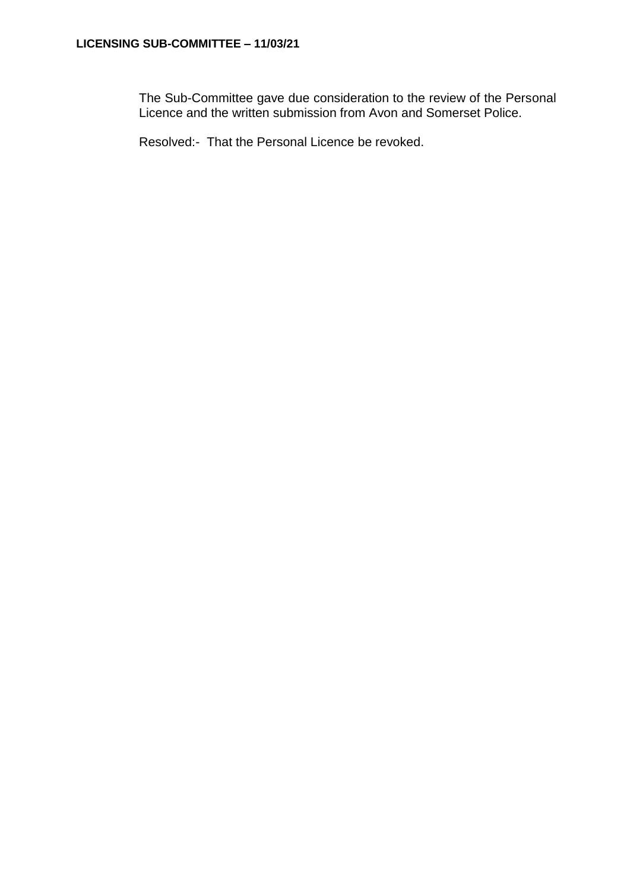The Sub-Committee gave due consideration to the review of the Personal Licence and the written submission from Avon and Somerset Police.

Resolved:- That the Personal Licence be revoked.